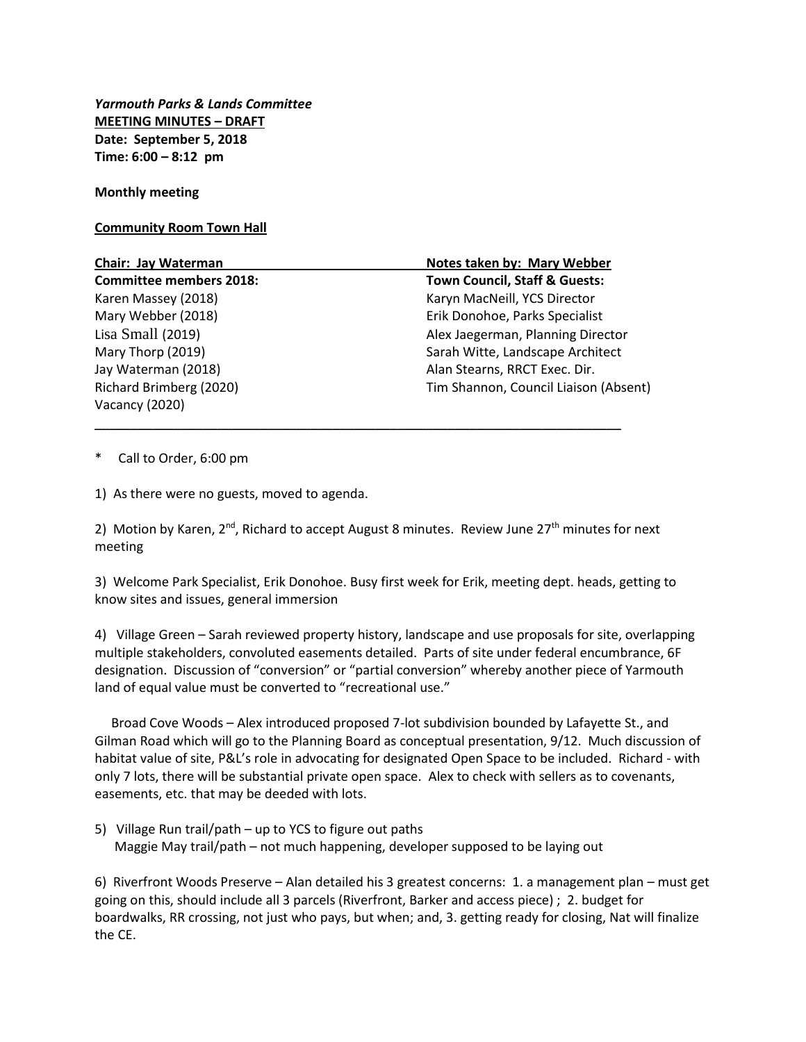***Yarmouth Parks & Lands Committee***
**MEETING MINUTES – DRAFT**
**Date: September 5, 2018**
**Time: 6:00 – 8:12 pm**

**Monthly meeting**

**Community Room Town Hall**

| **Chair: Jay Waterman** | **Notes taken by: Mary Webber** |
|---|---|
| **Committee members 2018:** | **Town Council, Staff & Guests:** |
| Karen Massey (2018) | Karyn MacNeill, YCS Director |
| Mary Webber (2018) | Erik Donohoe, Parks Specialist |
| Lisa Small (2019) | Alex Jaegerman, Planning Director |
| Mary Thorp (2019) | Sarah Witte, Landscape Architect |
| Jay Waterman (2018) | Alan Stearns, RRCT Exec. Dir. |
| Richard Brimberg (2020) | Tim Shannon, Council Liaison (Absent) |
| Vacancy (2020) | |

---

\* Call to Order, 6:00 pm

1) As there were no guests, moved to agenda.

2) Motion by Karen, 2nd, Richard to accept August 8 minutes. Review June 27th minutes for next meeting

3) Welcome Park Specialist, Erik Donohoe. Busy first week for Erik, meeting dept. heads, getting to know sites and issues, general immersion

4) Village Green – Sarah reviewed property history, landscape and use proposals for site, overlapping multiple stakeholders, convoluted easements detailed. Parts of site under federal encumbrance, 6F designation. Discussion of "conversion" or "partial conversion" whereby another piece of Yarmouth land of equal value must be converted to "recreational use."

Broad Cove Woods – Alex introduced proposed 7-lot subdivision bounded by Lafayette St., and Gilman Road which will go to the Planning Board as conceptual presentation, 9/12. Much discussion of habitat value of site, P&L's role in advocating for designated Open Space to be included. Richard - with only 7 lots, there will be substantial private open space. Alex to check with sellers as to covenants, easements, etc. that may be deeded with lots.

5) Village Run trail/path – up to YCS to figure out paths
Maggie May trail/path – not much happening, developer supposed to be laying out

6) Riverfront Woods Preserve – Alan detailed his 3 greatest concerns: 1. a management plan – must get going on this, should include all 3 parcels (Riverfront, Barker and access piece) ; 2. budget for boardwalks, RR crossing, not just who pays, but when; and, 3. getting ready for closing, Nat will finalize the CE.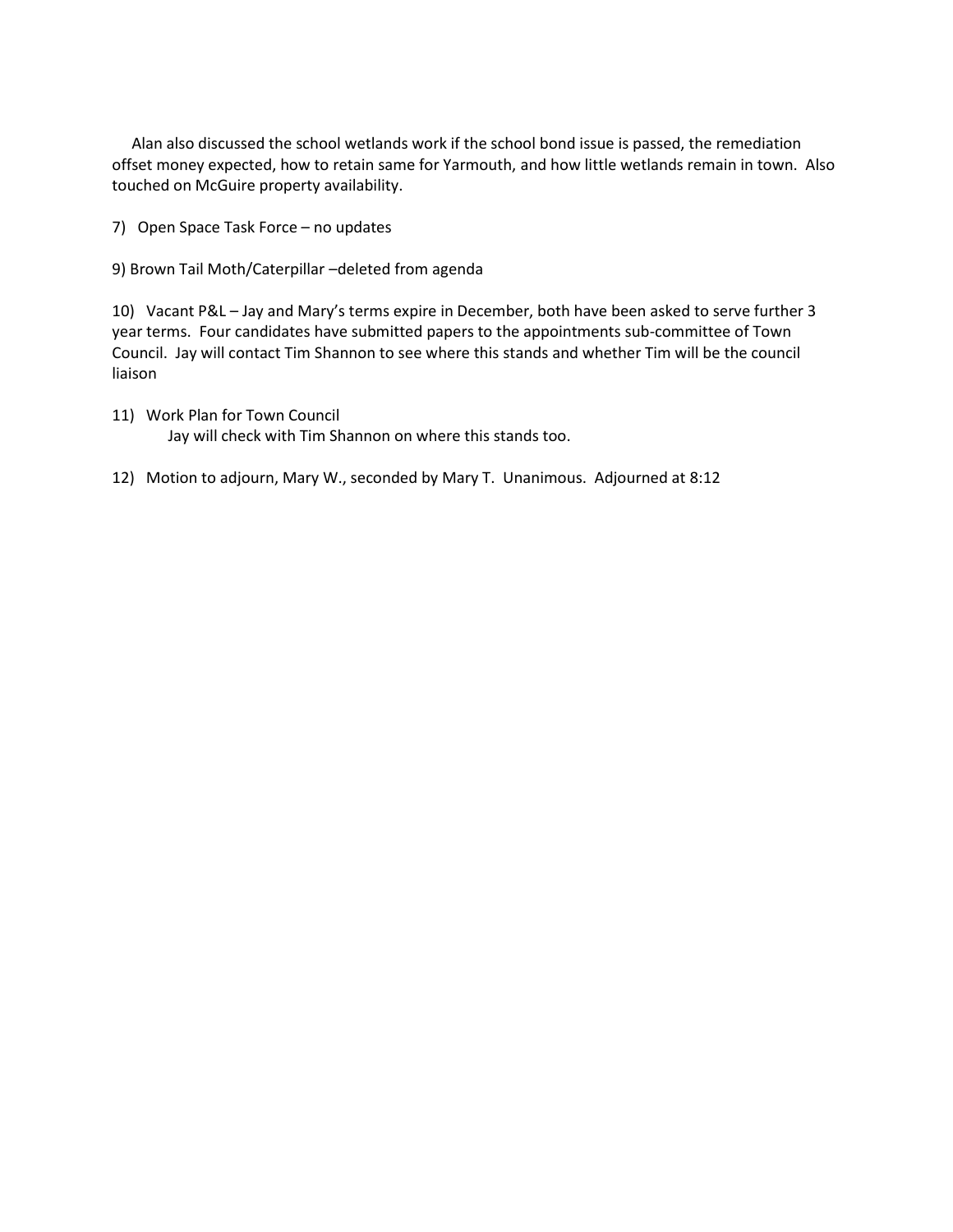Alan also discussed the school wetlands work if the school bond issue is passed, the remediation offset money expected, how to retain same for Yarmouth, and how little wetlands remain in town. Also touched on McGuire property availability.

7) Open Space Task Force – no updates

9) Brown Tail Moth/Caterpillar –deleted from agenda

10) Vacant P&L – Jay and Mary's terms expire in December, both have been asked to serve further 3 year terms. Four candidates have submitted papers to the appointments sub-committee of Town Council. Jay will contact Tim Shannon to see where this stands and whether Tim will be the council liaison

11) Work Plan for Town Council
    Jay will check with Tim Shannon on where this stands too.

12) Motion to adjourn, Mary W., seconded by Mary T. Unanimous. Adjourned at 8:12